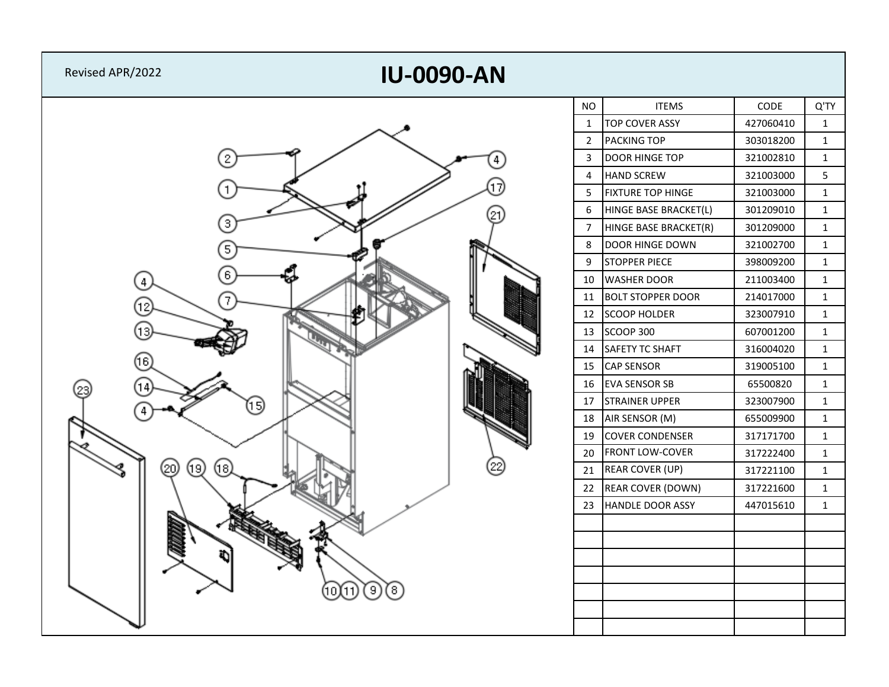Revised APR/2022

# IU-0090-AN

| NO | ITEMS | CODE | Q'TY |
|---|---|---|---|
| 1 | TOP COVER ASSY | 427060410 | 1 |
| 2 | PACKING TOP | 303018200 | 1 |
| 3 | DOOR HINGE TOP | 321002810 | 1 |
| 4 | HAND SCREW | 321003000 | 5 |
| 5 | FIXTURE TOP HINGE | 321003000 | 1 |
| 6 | HINGE BASE BRACKET(L) | 301209010 | 1 |
| 7 | HINGE BASE BRACKET(R) | 301209000 | 1 |
| 8 | DOOR HINGE DOWN | 321002700 | 1 |
| 9 | STOPPER PIECE | 398009200 | 1 |
| 10 | WASHER DOOR | 211003400 | 1 |
| 11 | BOLT STOPPER DOOR | 214017000 | 1 |
| 12 | SCOOP HOLDER | 323007910 | 1 |
| 13 | SCOOP 300 | 607001200 | 1 |
| 14 | SAFETY TC SHAFT | 316004020 | 1 |
| 15 | CAP SENSOR | 319005100 | 1 |
| 16 | EVA SENSOR SB | 65500820 | 1 |
| 17 | STRAINER UPPER | 323007900 | 1 |
| 18 | AIR SENSOR (M) | 655009900 | 1 |
| 19 | COVER CONDENSER | 317171700 | 1 |
| 20 | FRONT LOW-COVER | 317222400 | 1 |
| 21 | REAR COVER (UP) | 317221100 | 1 |
| 22 | REAR COVER (DOWN) | 317221600 | 1 |
| 23 | HANDLE DOOR ASSY | 447015610 | 1 |
| | | | |
| | | | |
| | | | |
| | | | |
| | | | |
| | | | |
| | | | |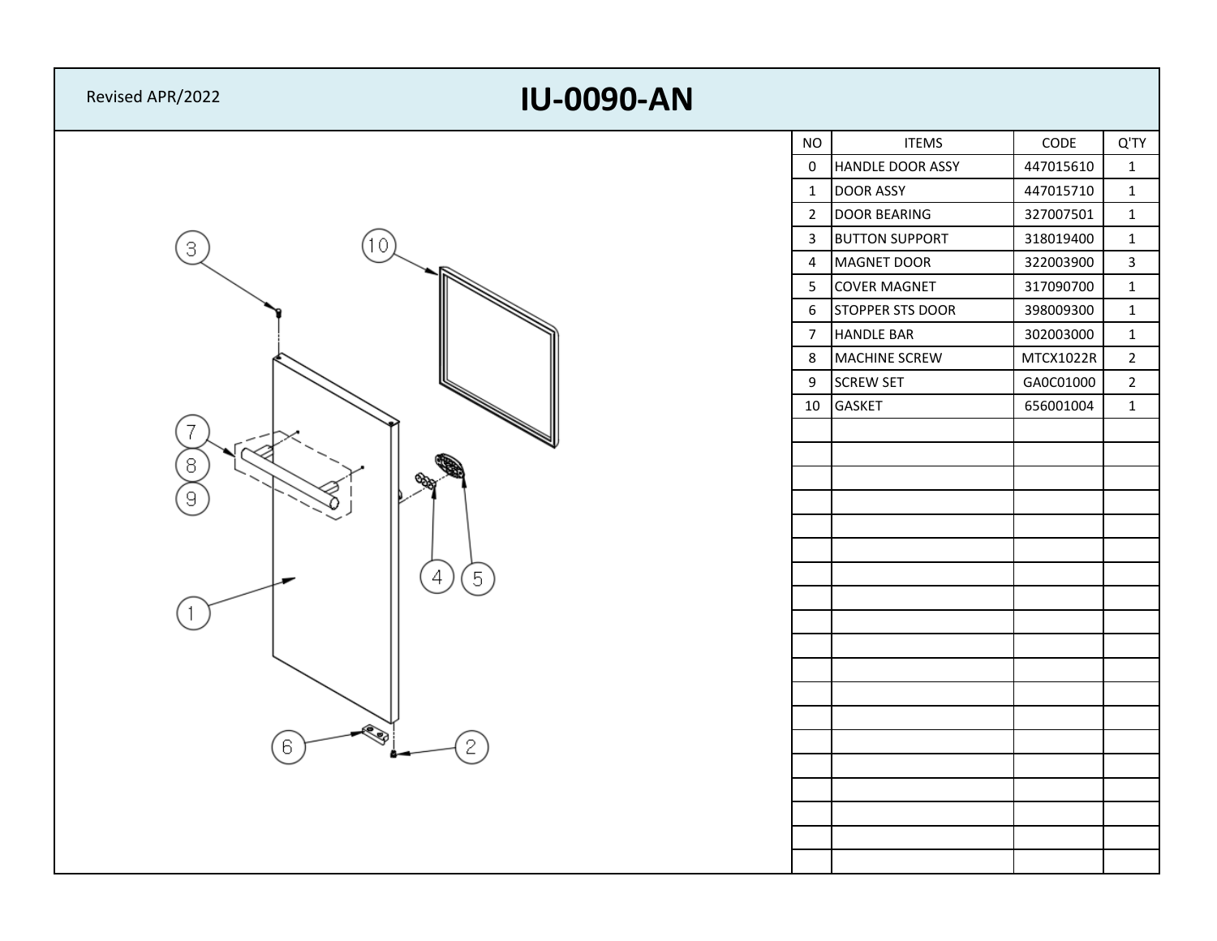Revised APR/2022

# IU-0090-AN

| NO | ITEMS | CODE | Q'TY |
|---|---|---|---|
| 0 | HANDLE DOOR ASSY | 447015610 | 1 |
| 1 | DOOR ASSY | 447015710 | 1 |
| 2 | DOOR BEARING | 327007501 | 1 |
| 3 | BUTTON SUPPORT | 318019400 | 1 |
| 4 | MAGNET DOOR | 322003900 | 3 |
| 5 | COVER MAGNET | 317090700 | 1 |
| 6 | STOPPER STS DOOR | 398009300 | 1 |
| 7 | HANDLE BAR | 302003000 | 1 |
| 8 | MACHINE SCREW | MTCX1022R | 2 |
| 9 | SCREW SET | GA0C01000 | 2 |
| 10 | GASKET | 656001004 | 1 |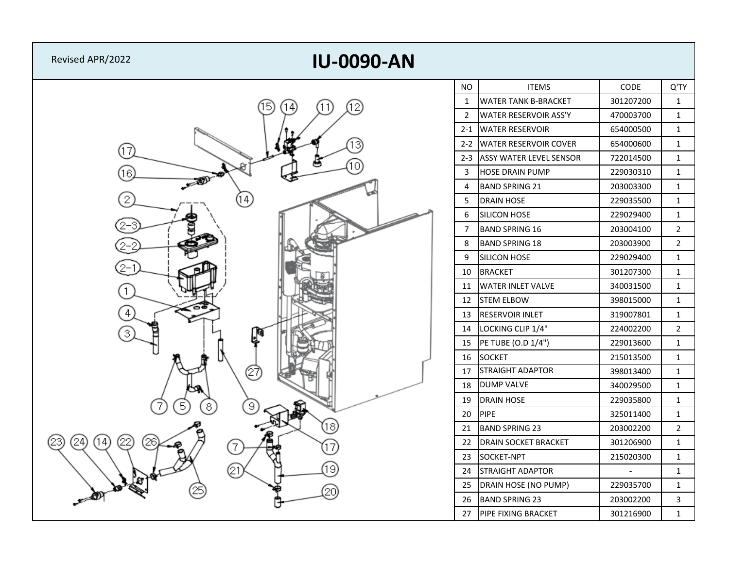Revised APR/2022

# IU-0090-AN

| NO | ITEMS | CODE | Q'TY |
|---|---|---|---|
| 1 | WATER TANK B-BRACKET | 301207200 | 1 |
| 2 | WATER RESERVOIR ASS'Y | 470003700 | 1 |
| 2-1 | WATER RESERVOIR | 654000500 | 1 |
| 2-2 | WATER RESERVOIR COVER | 654000600 | 1 |
| 2-3 | ASSY WATER LEVEL SENSOR | 722014500 | 1 |
| 3 | HOSE DRAIN PUMP | 229030310 | 1 |
| 4 | BAND SPRING 21 | 203003300 | 1 |
| 5 | DRAIN HOSE | 229035500 | 1 |
| 6 | SILICON HOSE | 229029400 | 1 |
| 7 | BAND SPRING 16 | 203004100 | 2 |
| 8 | BAND SPRING 18 | 203003900 | 2 |
| 9 | SILICON HOSE | 229029400 | 1 |
| 10 | BRACKET | 301207300 | 1 |
| 11 | WATER INLET VALVE | 340031500 | 1 |
| 12 | STEM ELBOW | 398015000 | 1 |
| 13 | RESERVOIR INLET | 319007801 | 1 |
| 14 | LOCKING CLIP 1/4" | 224002200 | 2 |
| 15 | PE TUBE (O.D 1/4") | 229013600 | 1 |
| 16 | SOCKET | 215013500 | 1 |
| 17 | STRAIGHT ADAPTOR | 398013400 | 1 |
| 18 | DUMP VALVE | 340029500 | 1 |
| 19 | DRAIN HOSE | 229035800 | 1 |
| 20 | PIPE | 325011400 | 1 |
| 21 | BAND SPRING 23 | 203002200 | 2 |
| 22 | DRAIN SOCKET BRACKET | 301206900 | 1 |
| 23 | SOCKET-NPT | 215020300 | 1 |
| 24 | STRAIGHT ADAPTOR | - | 1 |
| 25 | DRAIN HOSE (NO PUMP) | 229035700 | 1 |
| 26 | BAND SPRING 23 | 203002200 | 3 |
| 27 | PIPE FIXING BRACKET | 301216900 | 1 |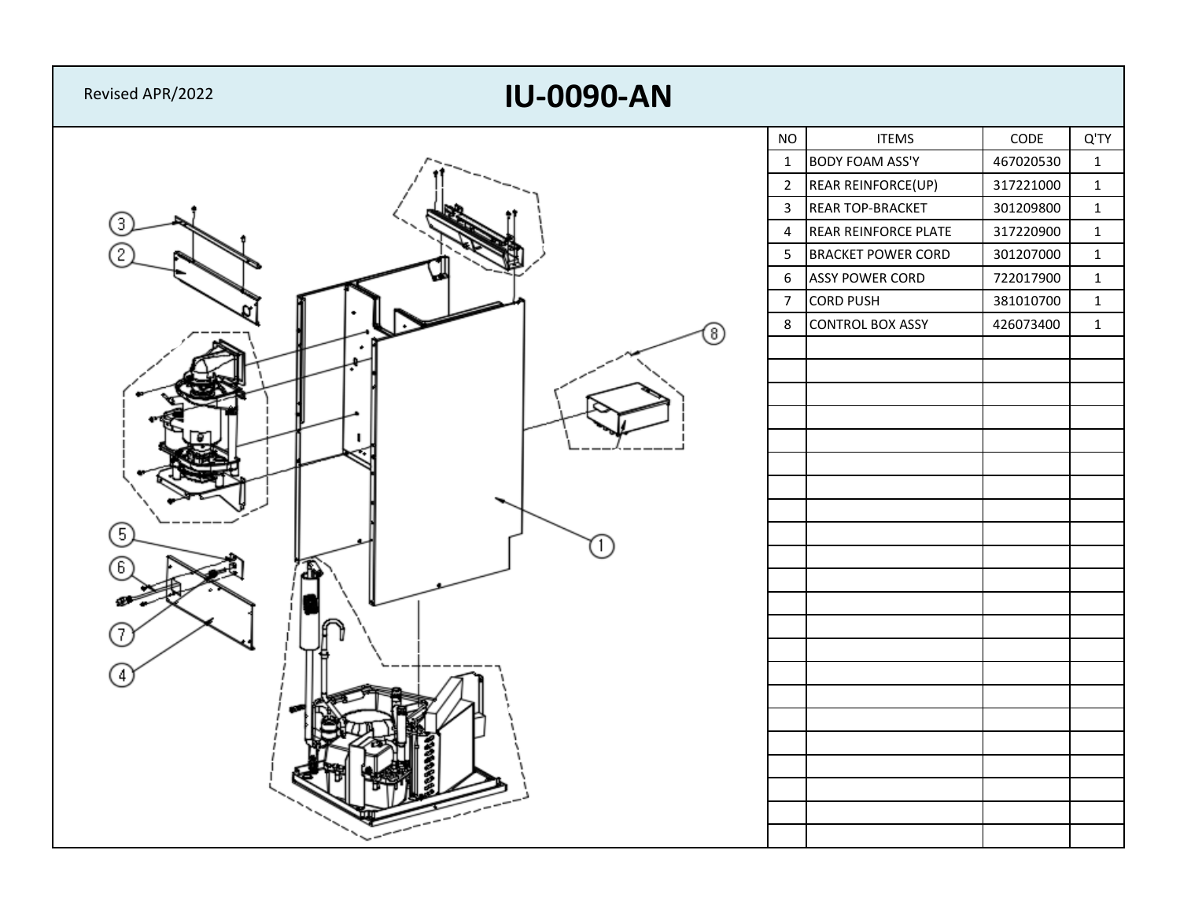Revised APR/2022

# IU-0090-AN

| NO | ITEMS | CODE | Q'TY |
|---|---|---|---|
| 1 | BODY FOAM ASS'Y | 467020530 | 1 |
| 2 | REAR REINFORCE(UP) | 317221000 | 1 |
| 3 | REAR TOP-BRACKET | 301209800 | 1 |
| 4 | REAR REINFORCE PLATE | 317220900 | 1 |
| 5 | BRACKET POWER CORD | 301207000 | 1 |
| 6 | ASSY POWER CORD | 722017900 | 1 |
| 7 | CORD PUSH | 381010700 | 1 |
| 8 | CONTROL BOX ASSY | 426073400 | 1 |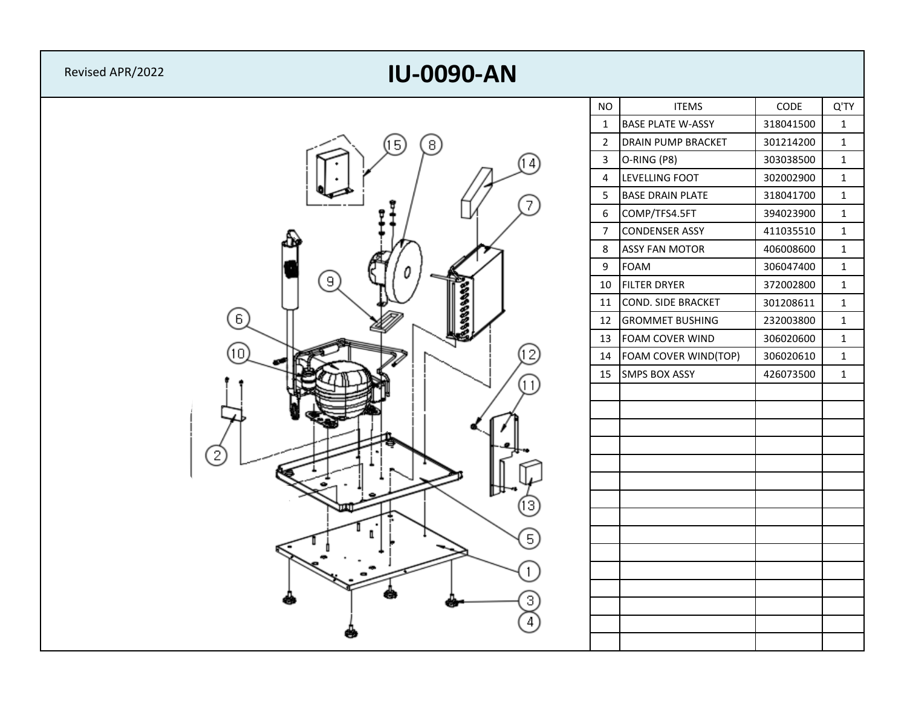Revised APR/2022

# IU-0090-AN

| NO | ITEMS | CODE | Q'TY |
|---|---|---|---|
| 1 | BASE PLATE W-ASSY | 318041500 | 1 |
| 2 | DRAIN PUMP BRACKET | 301214200 | 1 |
| 3 | O-RING (P8) | 303038500 | 1 |
| 4 | LEVELLING FOOT | 302002900 | 1 |
| 5 | BASE DRAIN PLATE | 318041700 | 1 |
| 6 | COMP/TFS4.5FT | 394023900 | 1 |
| 7 | CONDENSER ASSY | 411035510 | 1 |
| 8 | ASSY FAN MOTOR | 406008600 | 1 |
| 9 | FOAM | 306047400 | 1 |
| 10 | FILTER DRYER | 372002800 | 1 |
| 11 | COND. SIDE BRACKET | 301208611 | 1 |
| 12 | GROMMET BUSHING | 232003800 | 1 |
| 13 | FOAM COVER WIND | 306020600 | 1 |
| 14 | FOAM COVER WIND(TOP) | 306020610 | 1 |
| 15 | SMPS BOX ASSY | 426073500 | 1 |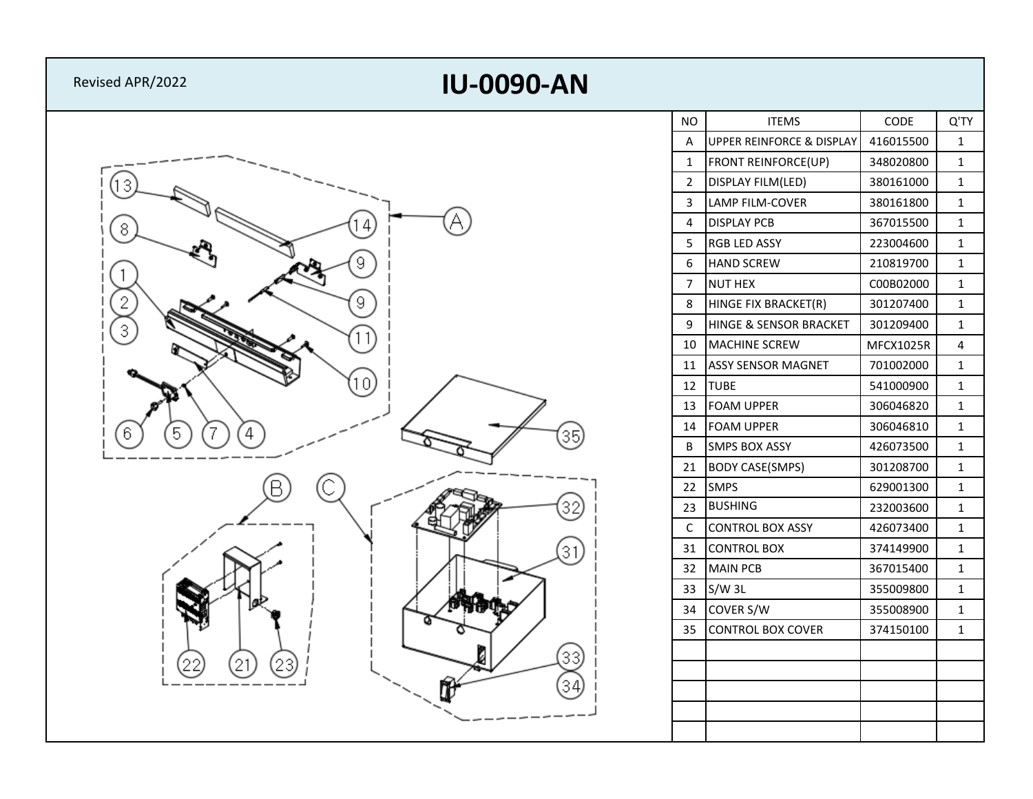Revised APR/2022

# IU-0090-AN

| NO | ITEMS | CODE | Q'TY |
|---|---|---|---|
| A | UPPER REINFORCE & DISPLAY | 416015500 | 1 |
| 1 | FRONT REINFORCE(UP) | 348020800 | 1 |
| 2 | DISPLAY FILM(LED) | 380161000 | 1 |
| 3 | LAMP FILM-COVER | 380161800 | 1 |
| 4 | DISPLAY PCB | 367015500 | 1 |
| 5 | RGB LED ASSY | 223004600 | 1 |
| 6 | HAND SCREW | 210819700 | 1 |
| 7 | NUT HEX | C00B02000 | 1 |
| 8 | HINGE FIX BRACKET(R) | 301207400 | 1 |
| 9 | HINGE & SENSOR BRACKET | 301209400 | 1 |
| 10 | MACHINE SCREW | MFCX1025R | 4 |
| 11 | ASSY SENSOR MAGNET | 701002000 | 1 |
| 12 | TUBE | 541000900 | 1 |
| 13 | FOAM UPPER | 306046820 | 1 |
| 14 | FOAM UPPER | 306046810 | 1 |
| B | SMPS BOX ASSY | 426073500 | 1 |
| 21 | BODY CASE(SMPS) | 301208700 | 1 |
| 22 | SMPS | 629001300 | 1 |
| 23 | BUSHING | 232003600 | 1 |
| C | CONTROL BOX ASSY | 426073400 | 1 |
| 31 | CONTROL BOX | 374149900 | 1 |
| 32 | MAIN PCB | 367015400 | 1 |
| 33 | S/W 3L | 355009800 | 1 |
| 34 | COVER S/W | 355008900 | 1 |
| 35 | CONTROL BOX COVER | 374150100 | 1 |
| | | | |
| | | | |
| | | | |
| | | | |
| | | | |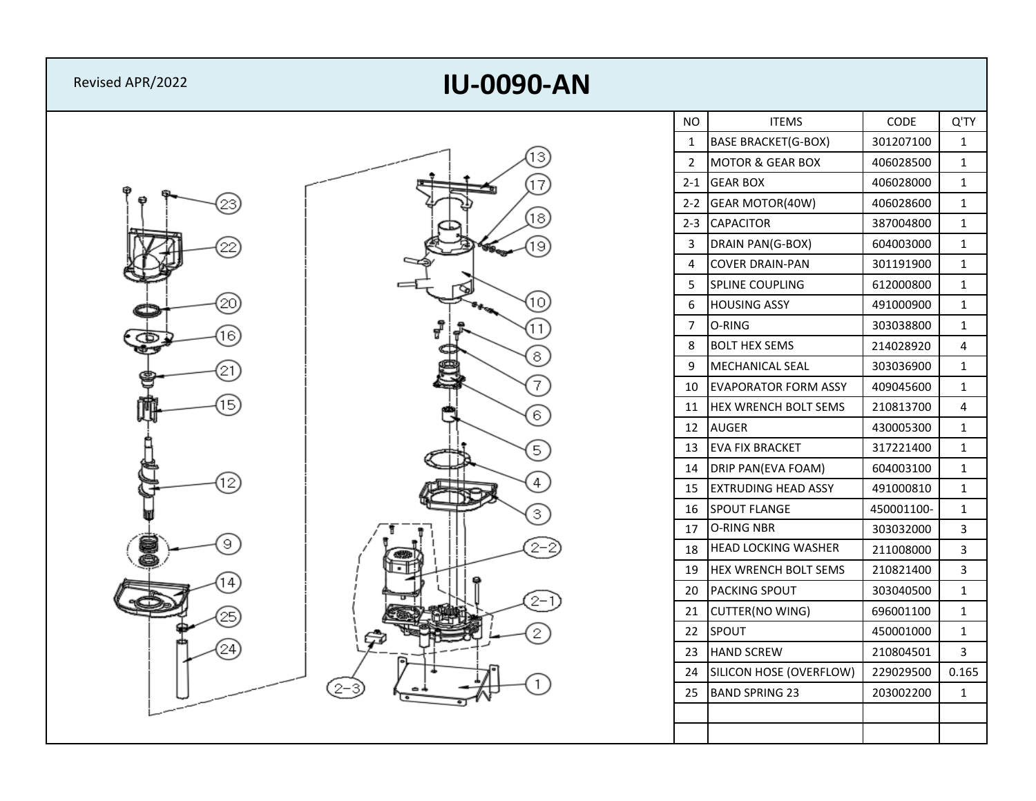Revised APR/2022

# IU-0090-AN

| NO | ITEMS | CODE | Q'TY |
|---|---|---|---|
| 1 | BASE BRACKET(G-BOX) | 301207100 | 1 |
| 2 | MOTOR & GEAR BOX | 406028500 | 1 |
| 2-1 | GEAR BOX | 406028000 | 1 |
| 2-2 | GEAR MOTOR(40W) | 406028600 | 1 |
| 2-3 | CAPACITOR | 387004800 | 1 |
| 3 | DRAIN PAN(G-BOX) | 604003000 | 1 |
| 4 | COVER DRAIN-PAN | 301191900 | 1 |
| 5 | SPLINE COUPLING | 612000800 | 1 |
| 6 | HOUSING ASSY | 491000900 | 1 |
| 7 | O-RING | 303038800 | 1 |
| 8 | BOLT HEX SEMS | 214028920 | 4 |
| 9 | MECHANICAL SEAL | 303036900 | 1 |
| 10 | EVAPORATOR FORM ASSY | 409045600 | 1 |
| 11 | HEX WRENCH BOLT SEMS | 210813700 | 4 |
| 12 | AUGER | 430005300 | 1 |
| 13 | EVA FIX BRACKET | 317221400 | 1 |
| 14 | DRIP PAN(EVA FOAM) | 604003100 | 1 |
| 15 | EXTRUDING HEAD ASSY | 491000810 | 1 |
| 16 | SPOUT FLANGE | 450001100- | 1 |
| 17 | O-RING NBR | 303032000 | 3 |
| 18 | HEAD LOCKING WASHER | 211008000 | 3 |
| 19 | HEX WRENCH BOLT SEMS | 210821400 | 3 |
| 20 | PACKING SPOUT | 303040500 | 1 |
| 21 | CUTTER(NO WING) | 696001100 | 1 |
| 22 | SPOUT | 450001000 | 1 |
| 23 | HAND SCREW | 210804501 | 3 |
| 24 | SILICON HOSE (OVERFLOW) | 229029500 | 0.165 |
| 25 | BAND SPRING 23 | 203002200 | 1 |
| | | | |
| | | | |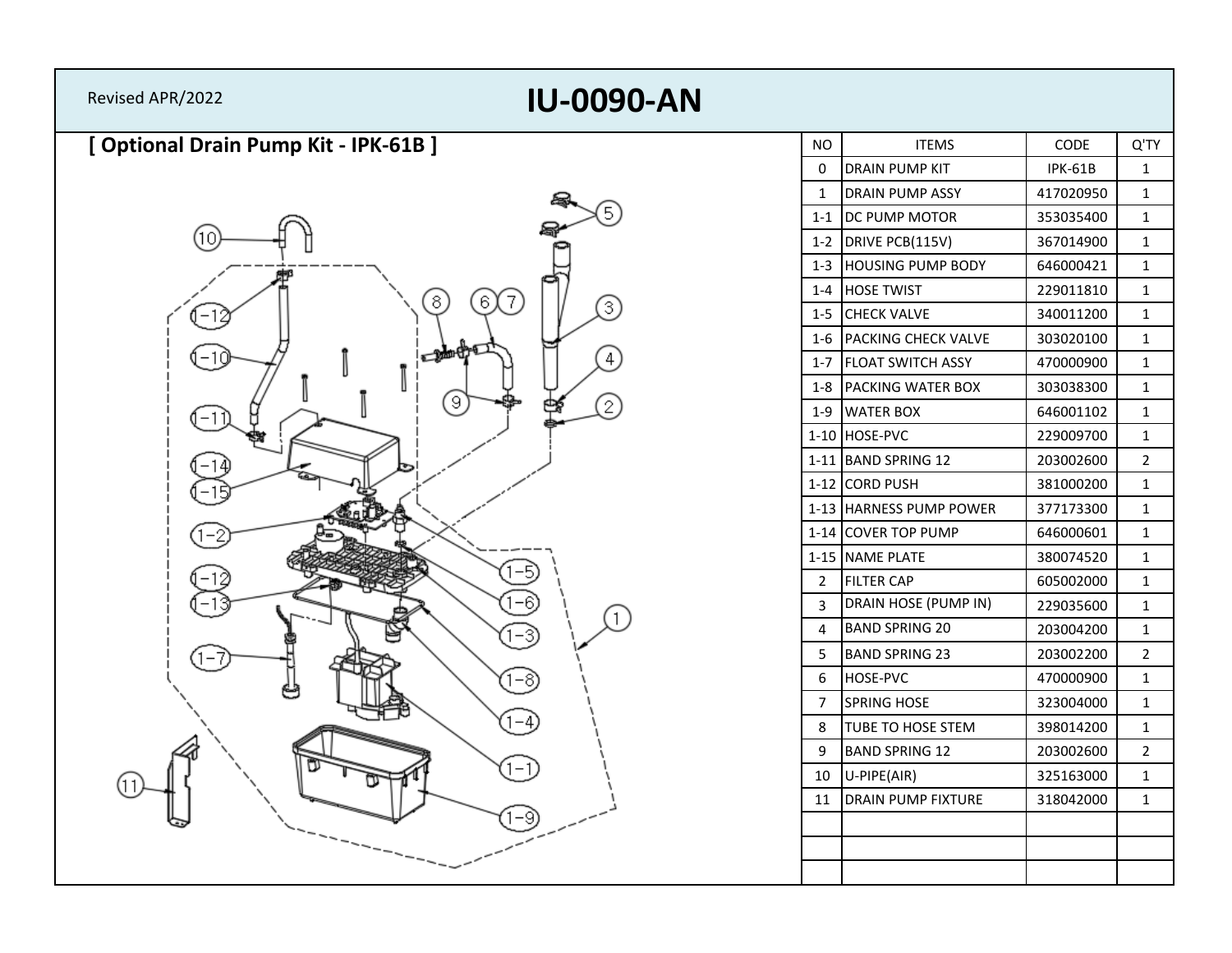Revised APR/2022

# IU-0090-AN

## [ Optional Drain Pump Kit - IPK-61B ]

| NO | ITEMS | CODE | Q'TY |
|---|---|---|---|
| 0 | DRAIN PUMP KIT | IPK-61B | 1 |
| 1 | DRAIN PUMP ASSY | 417020950 | 1 |
| 1-1 | DC PUMP MOTOR | 353035400 | 1 |
| 1-2 | DRIVE PCB(115V) | 367014900 | 1 |
| 1-3 | HOUSING PUMP BODY | 646000421 | 1 |
| 1-4 | HOSE TWIST | 229011810 | 1 |
| 1-5 | CHECK VALVE | 340011200 | 1 |
| 1-6 | PACKING CHECK VALVE | 303020100 | 1 |
| 1-7 | FLOAT SWITCH ASSY | 470000900 | 1 |
| 1-8 | PACKING WATER BOX | 303038300 | 1 |
| 1-9 | WATER BOX | 646001102 | 1 |
| 1-10 | HOSE-PVC | 229009700 | 1 |
| 1-11 | BAND SPRING 12 | 203002600 | 2 |
| 1-12 | CORD PUSH | 381000200 | 1 |
| 1-13 | HARNESS PUMP POWER | 377173300 | 1 |
| 1-14 | COVER TOP PUMP | 646000601 | 1 |
| 1-15 | NAME PLATE | 380074520 | 1 |
| 2 | FILTER CAP | 605002000 | 1 |
| 3 | DRAIN HOSE (PUMP IN) | 229035600 | 1 |
| 4 | BAND SPRING 20 | 203004200 | 1 |
| 5 | BAND SPRING 23 | 203002200 | 2 |
| 6 | HOSE-PVC | 470000900 | 1 |
| 7 | SPRING HOSE | 323004000 | 1 |
| 8 | TUBE TO HOSE STEM | 398014200 | 1 |
| 9 | BAND SPRING 12 | 203002600 | 2 |
| 10 | U-PIPE(AIR) | 325163000 | 1 |
| 11 | DRAIN PUMP FIXTURE | 318042000 | 1 |
| | | | |
| | | | |
| | | | |